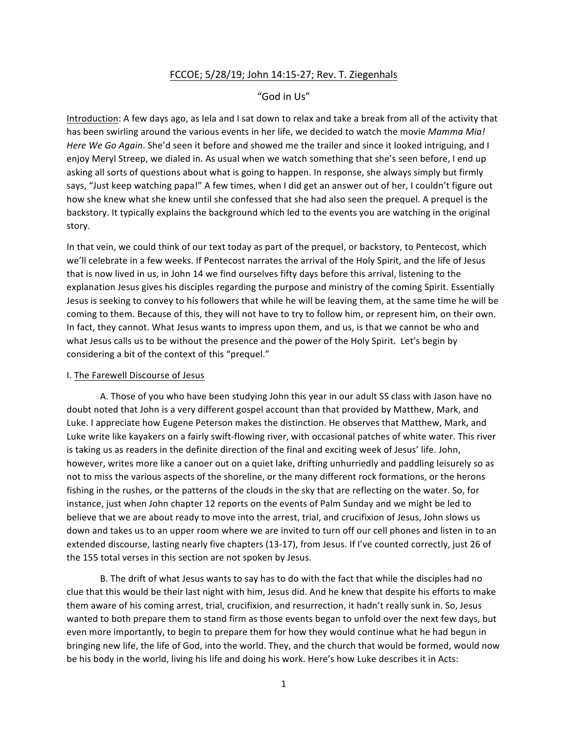FCCOE; 5/28/19; John 14:15-27; Rev. T. Ziegenhals

"God in Us"

Introduction: A few days ago, as Iela and I sat down to relax and take a break from all of the activity that has been swirling around the various events in her life, we decided to watch the movie *Mamma Mia! Here We Go Again*. She'd seen it before and showed me the trailer and since it looked intriguing, and I enjoy Meryl Streep, we dialed in. As usual when we watch something that she's seen before, I end up asking all sorts of questions about what is going to happen. In response, she always simply but firmly says, "Just keep watching papa!" A few times, when I did get an answer out of her, I couldn't figure out how she knew what she knew until she confessed that she had also seen the prequel. A prequel is the backstory. It typically explains the background which led to the events you are watching in the original story.

In that vein, we could think of our text today as part of the prequel, or backstory, to Pentecost, which we'll celebrate in a few weeks. If Pentecost narrates the arrival of the Holy Spirit, and the life of Jesus that is now lived in us, in John 14 we find ourselves fifty days before this arrival, listening to the explanation Jesus gives his disciples regarding the purpose and ministry of the coming Spirit. Essentially Jesus is seeking to convey to his followers that while he will be leaving them, at the same time he will be coming to them. Because of this, they will not have to try to follow him, or represent him, on their own. In fact, they cannot. What Jesus wants to impress upon them, and us, is that we cannot be who and what Jesus calls us to be without the presence and the power of the Holy Spirit. Let's begin by considering a bit of the context of this "prequel."

I. The Farewell Discourse of Jesus

A. Those of you who have been studying John this year in our adult SS class with Jason have no doubt noted that John is a very different gospel account than that provided by Matthew, Mark, and Luke. I appreciate how Eugene Peterson makes the distinction. He observes that Matthew, Mark, and Luke write like kayakers on a fairly swift-flowing river, with occasional patches of white water. This river is taking us as readers in the definite direction of the final and exciting week of Jesus' life. John, however, writes more like a canoer out on a quiet lake, drifting unhurriedly and paddling leisurely so as not to miss the various aspects of the shoreline, or the many different rock formations, or the herons fishing in the rushes, or the patterns of the clouds in the sky that are reflecting on the water. So, for instance, just when John chapter 12 reports on the events of Palm Sunday and we might be led to believe that we are about ready to move into the arrest, trial, and crucifixion of Jesus, John slows us down and takes us to an upper room where we are invited to turn off our cell phones and listen in to an extended discourse, lasting nearly five chapters (13-17), from Jesus. If I've counted correctly, just 26 of the 155 total verses in this section are not spoken by Jesus.

B. The drift of what Jesus wants to say has to do with the fact that while the disciples had no clue that this would be their last night with him, Jesus did. And he knew that despite his efforts to make them aware of his coming arrest, trial, crucifixion, and resurrection, it hadn't really sunk in. So, Jesus wanted to both prepare them to stand firm as those events began to unfold over the next few days, but even more importantly, to begin to prepare them for how they would continue what he had begun in bringing new life, the life of God, into the world. They, and the church that would be formed, would now be his body in the world, living his life and doing his work. Here's how Luke describes it in Acts: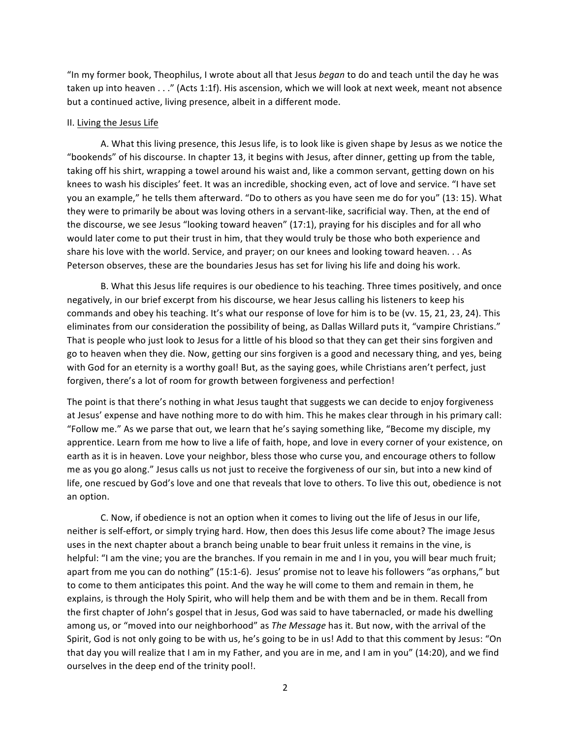"In my former book, Theophilus, I wrote about all that Jesus *began* to do and teach until the day he was taken up into heaven . . ." (Acts 1:1f). His ascension, which we will look at next week, meant not absence but a continued active, living presence, albeit in a different mode.

## II. Living the Jesus Life

A. What this living presence, this Jesus life, is to look like is given shape by Jesus as we notice the "bookends" of his discourse. In chapter 13, it begins with Jesus, after dinner, getting up from the table, taking off his shirt, wrapping a towel around his waist and, like a common servant, getting down on his knees to wash his disciples' feet. It was an incredible, shocking even, act of love and service. "I have set you an example," he tells them afterward. "Do to others as you have seen me do for you" (13: 15). What they were to primarily be about was loving others in a servant-like, sacrificial way. Then, at the end of the discourse, we see Jesus "looking toward heaven" (17:1), praying for his disciples and for all who would later come to put their trust in him, that they would truly be those who both experience and share his love with the world. Service, and prayer; on our knees and looking toward heaven. . . As Peterson observes, these are the boundaries Jesus has set for living his life and doing his work.

B. What this Jesus life requires is our obedience to his teaching. Three times positively, and once negatively, in our brief excerpt from his discourse, we hear Jesus calling his listeners to keep his commands and obey his teaching. It's what our response of love for him is to be (vv. 15, 21, 23, 24). This eliminates from our consideration the possibility of being, as Dallas Willard puts it, "vampire Christians." That is people who just look to Jesus for a little of his blood so that they can get their sins forgiven and go to heaven when they die. Now, getting our sins forgiven is a good and necessary thing, and yes, being with God for an eternity is a worthy goal! But, as the saying goes, while Christians aren't perfect, just forgiven, there's a lot of room for growth between forgiveness and perfection!

The point is that there's nothing in what Jesus taught that suggests we can decide to enjoy forgiveness at Jesus' expense and have nothing more to do with him. This he makes clear through in his primary call: "Follow me." As we parse that out, we learn that he's saying something like, "Become my disciple, my apprentice. Learn from me how to live a life of faith, hope, and love in every corner of your existence, on earth as it is in heaven. Love your neighbor, bless those who curse you, and encourage others to follow me as you go along." Jesus calls us not just to receive the forgiveness of our sin, but into a new kind of life, one rescued by God's love and one that reveals that love to others. To live this out, obedience is not an option.

C. Now, if obedience is not an option when it comes to living out the life of Jesus in our life, neither is self-effort, or simply trying hard. How, then does this Jesus life come about? The image Jesus uses in the next chapter about a branch being unable to bear fruit unless it remains in the vine, is helpful: "I am the vine; you are the branches. If you remain in me and I in you, you will bear much fruit; apart from me you can do nothing" (15:1-6). Jesus' promise not to leave his followers "as orphans," but to come to them anticipates this point. And the way he will come to them and remain in them, he explains, is through the Holy Spirit, who will help them and be with them and be in them. Recall from the first chapter of John's gospel that in Jesus, God was said to have tabernacled, or made his dwelling among us, or "moved into our neighborhood" as *The Message* has it. But now, with the arrival of the Spirit, God is not only going to be with us, he's going to be in us! Add to that this comment by Jesus: "On that day you will realize that I am in my Father, and you are in me, and I am in you" (14:20), and we find ourselves in the deep end of the trinity pool!.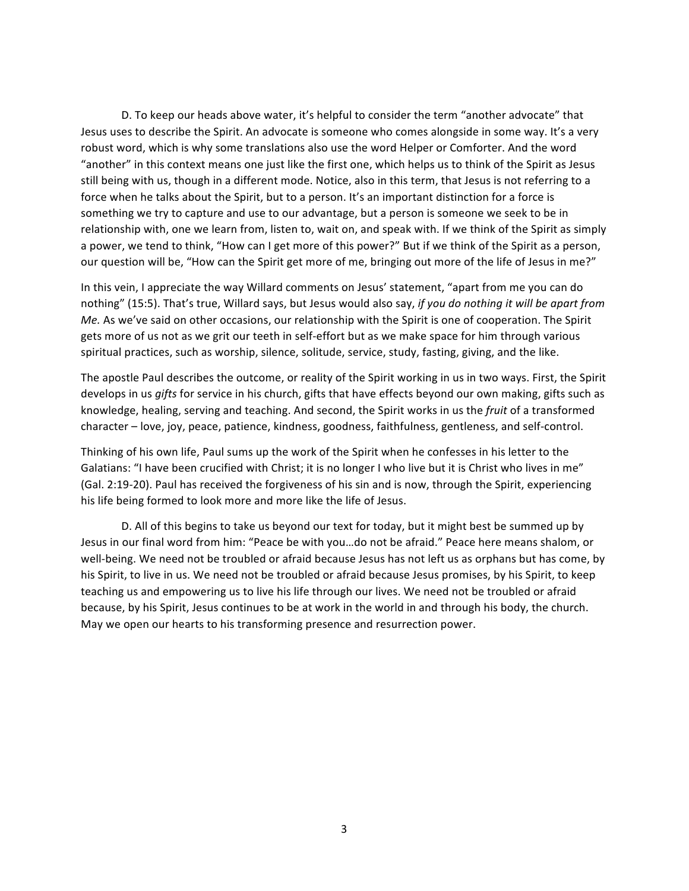D. To keep our heads above water, it's helpful to consider the term "another advocate" that Jesus uses to describe the Spirit. An advocate is someone who comes alongside in some way. It's a very robust word, which is why some translations also use the word Helper or Comforter. And the word "another" in this context means one just like the first one, which helps us to think of the Spirit as Jesus still being with us, though in a different mode. Notice, also in this term, that Jesus is not referring to a force when he talks about the Spirit, but to a person. It's an important distinction for a force is something we try to capture and use to our advantage, but a person is someone we seek to be in relationship with, one we learn from, listen to, wait on, and speak with. If we think of the Spirit as simply a power, we tend to think, "How can I get more of this power?" But if we think of the Spirit as a person, our question will be, "How can the Spirit get more of me, bringing out more of the life of Jesus in me?"

In this vein, I appreciate the way Willard comments on Jesus' statement, "apart from me you can do nothing" (15:5). That's true, Willard says, but Jesus would also say, *if you do nothing it will be apart from Me.* As we've said on other occasions, our relationship with the Spirit is one of cooperation. The Spirit gets more of us not as we grit our teeth in self-effort but as we make space for him through various spiritual practices, such as worship, silence, solitude, service, study, fasting, giving, and the like.

The apostle Paul describes the outcome, or reality of the Spirit working in us in two ways. First, the Spirit develops in us *gifts* for service in his church, gifts that have effects beyond our own making, gifts such as knowledge, healing, serving and teaching. And second, the Spirit works in us the *fruit* of a transformed character – love, joy, peace, patience, kindness, goodness, faithfulness, gentleness, and self-control.

Thinking of his own life, Paul sums up the work of the Spirit when he confesses in his letter to the Galatians: "I have been crucified with Christ; it is no longer I who live but it is Christ who lives in me" (Gal. 2:19-20). Paul has received the forgiveness of his sin and is now, through the Spirit, experiencing his life being formed to look more and more like the life of Jesus.

D. All of this begins to take us beyond our text for today, but it might best be summed up by Jesus in our final word from him: "Peace be with you…do not be afraid." Peace here means shalom, or well-being. We need not be troubled or afraid because Jesus has not left us as orphans but has come, by his Spirit, to live in us. We need not be troubled or afraid because Jesus promises, by his Spirit, to keep teaching us and empowering us to live his life through our lives. We need not be troubled or afraid because, by his Spirit, Jesus continues to be at work in the world in and through his body, the church. May we open our hearts to his transforming presence and resurrection power.